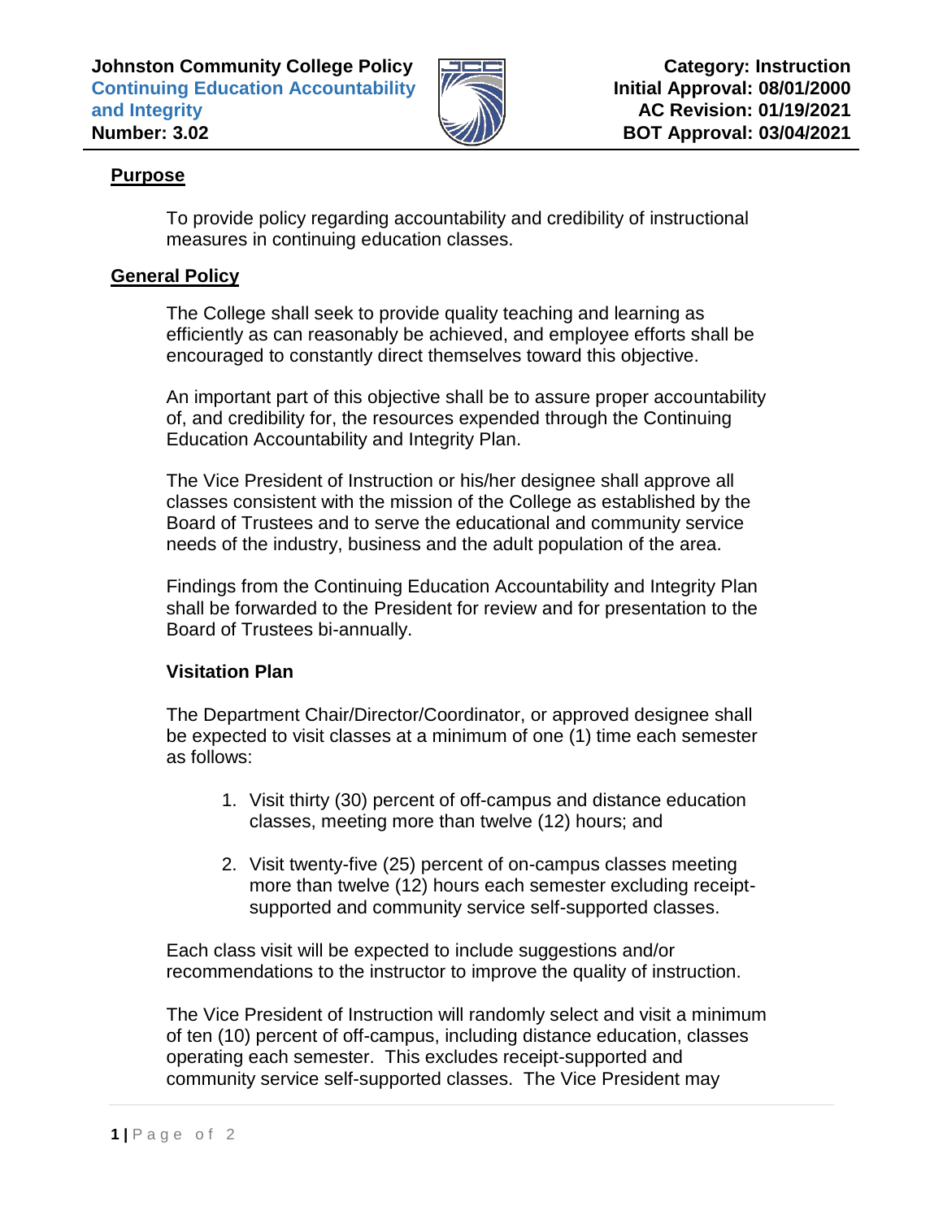Johnston Community College Policy
**Continuing Education Accountability and Integrity**
**Number: 3.02**

**Category: Instruction**
**Initial Approval: 08/01/2000**
**AC Revision: 01/19/2021**
**BOT Approval: 03/04/2021**

## Purpose

To provide policy regarding accountability and credibility of instructional measures in continuing education classes.

## General Policy

The College shall seek to provide quality teaching and learning as efficiently as can reasonably be achieved, and employee efforts shall be encouraged to constantly direct themselves toward this objective.

An important part of this objective shall be to assure proper accountability of, and credibility for, the resources expended through the Continuing Education Accountability and Integrity Plan.

The Vice President of Instruction or his/her designee shall approve all classes consistent with the mission of the College as established by the Board of Trustees and to serve the educational and community service needs of the industry, business and the adult population of the area.

Findings from the Continuing Education Accountability and Integrity Plan shall be forwarded to the President for review and for presentation to the Board of Trustees bi-annually.

### Visitation Plan

The Department Chair/Director/Coordinator, or approved designee shall be expected to visit classes at a minimum of one (1) time each semester as follows:

1. Visit thirty (30) percent of off-campus and distance education classes, meeting more than twelve (12) hours; and
2. Visit twenty-five (25) percent of on-campus classes meeting more than twelve (12) hours each semester excluding receipt-supported and community service self-supported classes.

Each class visit will be expected to include suggestions and/or recommendations to the instructor to improve the quality of instruction.

The Vice President of Instruction will randomly select and visit a minimum of ten (10) percent of off-campus, including distance education, classes operating each semester. This excludes receipt-supported and community service self-supported classes. The Vice President may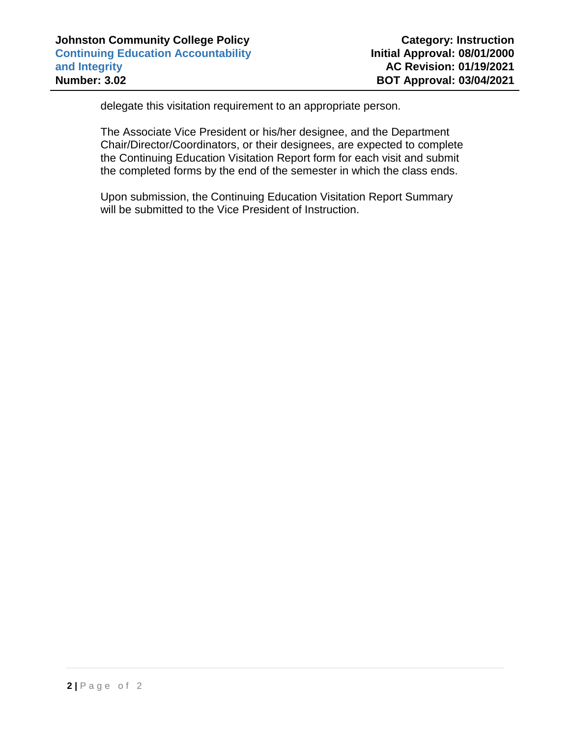delegate this visitation requirement to an appropriate person.

The Associate Vice President or his/her designee, and the Department Chair/Director/Coordinators, or their designees, are expected to complete the Continuing Education Visitation Report form for each visit and submit the completed forms by the end of the semester in which the class ends.

Upon submission, the Continuing Education Visitation Report Summary will be submitted to the Vice President of Instruction.